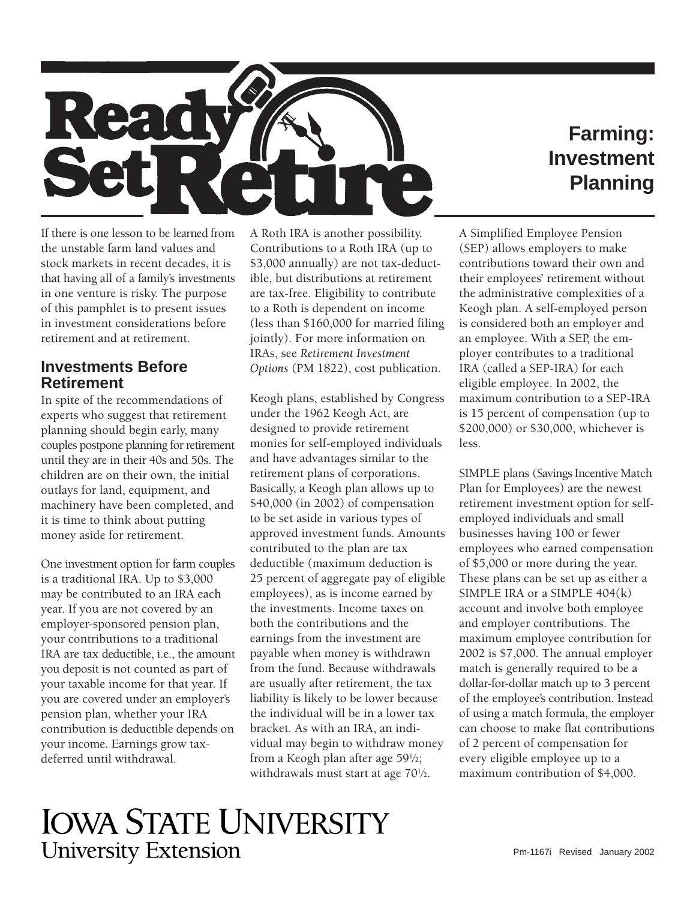# Ready Set Retire

# Farming: Investment Planning

If there is one lesson to be learned from the unstable farm land values and stock markets in recent decades, it is that having all of a family's investments in one venture is risky. The purpose of this pamphlet is to present issues in investment considerations before retirement and at retirement.

## Investments Before Retirement

In spite of the recommendations of experts who suggest that retirement planning should begin early, many couples postpone planning for retirement until they are in their 40s and 50s. The children are on their own, the initial outlays for land, equipment, and machinery have been completed, and it is time to think about putting money aside for retirement.

One investment option for farm couples is a traditional IRA. Up to $3,000 may be contributed to an IRA each year. If you are not covered by an employer-sponsored pension plan, your contributions to a traditional IRA are tax deductible, i.e., the amount you deposit is not counted as part of your taxable income for that year. If you are covered under an employer's pension plan, whether your IRA contribution is deductible depends on your income. Earnings grow tax-deferred until withdrawal.

A Roth IRA is another possibility. Contributions to a Roth IRA (up to $3,000 annually) are not tax-deductible, but distributions at retirement are tax-free. Eligibility to contribute to a Roth is dependent on income (less than $160,000 for married filing jointly). For more information on IRAs, see *Retirement Investment Options* (PM 1822), cost publication.

Keogh plans, established by Congress under the 1962 Keogh Act, are designed to provide retirement monies for self-employed individuals and have advantages similar to the retirement plans of corporations. Basically, a Keogh plan allows up to $40,000 (in 2002) of compensation to be set aside in various types of approved investment funds. Amounts contributed to the plan are tax deductible (maximum deduction is 25 percent of aggregate pay of eligible employees), as is income earned by the investments. Income taxes on both the contributions and the earnings from the investment are payable when money is withdrawn from the fund. Because withdrawals are usually after retirement, the tax liability is likely to be lower because the individual will be in a lower tax bracket. As with an IRA, an individual may begin to withdraw money from a Keogh plan after age 59½; withdrawals must start at age 70½.

A Simplified Employee Pension (SEP) allows employers to make contributions toward their own and their employees' retirement without the administrative complexities of a Keogh plan. A self-employed person is considered both an employer and an employee. With a SEP, the employer contributes to a traditional IRA (called a SEP-IRA) for each eligible employee. In 2002, the maximum contribution to a SEP-IRA is 15 percent of compensation (up to $200,000) or $30,000, whichever is less.

SIMPLE plans (Savings Incentive Match Plan for Employees) are the newest retirement investment option for self-employed individuals and small businesses having 100 or fewer employees who earned compensation of $5,000 or more during the year. These plans can be set up as either a SIMPLE IRA or a SIMPLE 404(k) account and involve both employee and employer contributions. The maximum employee contribution for 2002 is $7,000. The annual employer match is generally required to be a dollar-for-dollar match up to 3 percent of the employee's contribution. Instead of using a match formula, the employer can choose to make flat contributions of 2 percent of compensation for every eligible employee up to a maximum contribution of $4,000.

IOWA STATE UNIVERSITY
University Extension

Pm-1167i Revised January 2002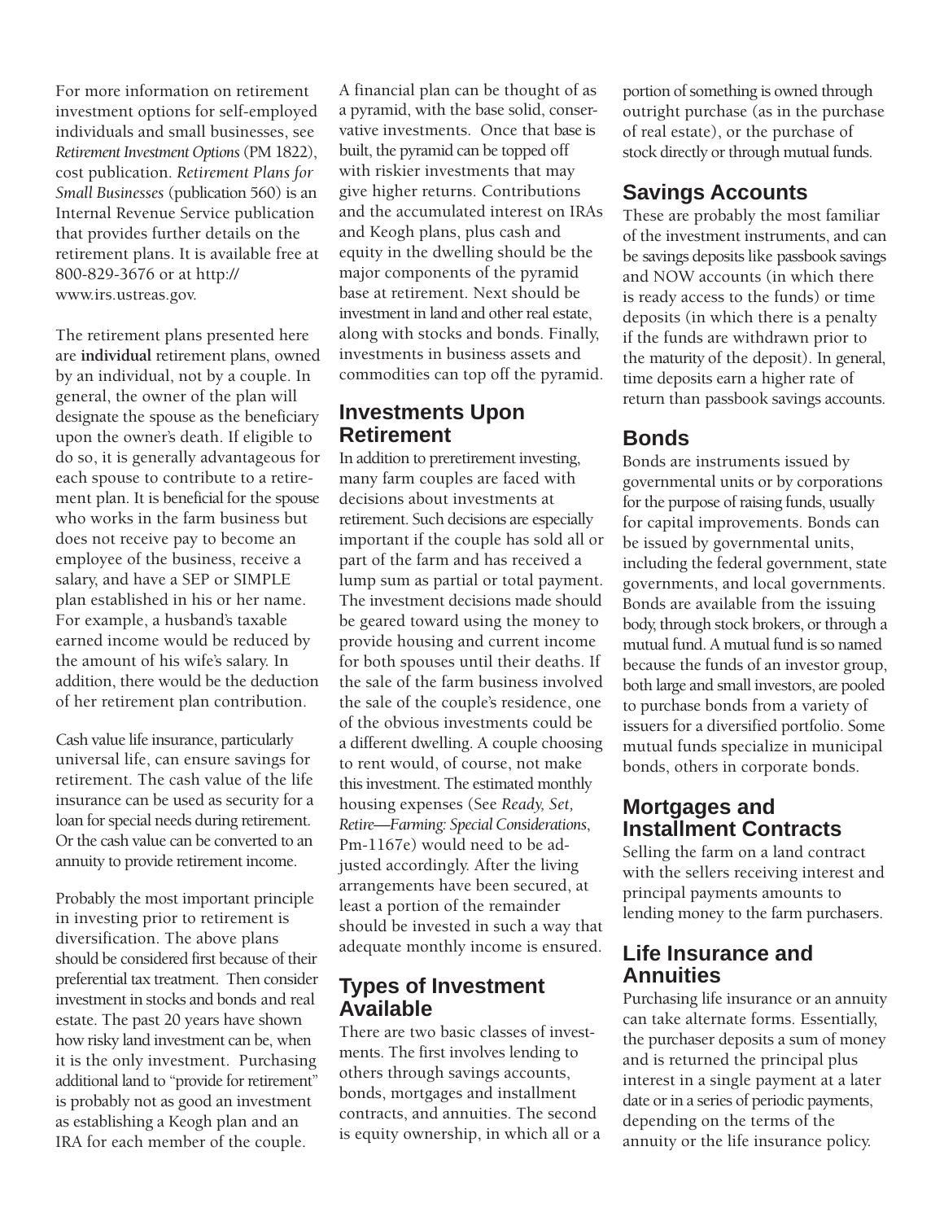For more information on retirement investment options for self-employed individuals and small businesses, see *Retirement Investment Options* (PM 1822), cost publication. *Retirement Plans for Small Businesses* (publication 560) is an Internal Revenue Service publication that provides further details on the retirement plans. It is available free at 800-829-3676 or at http://www.irs.ustreas.gov.

The retirement plans presented here are **individual** retirement plans, owned by an individual, not by a couple. In general, the owner of the plan will designate the spouse as the beneficiary upon the owner's death. If eligible to do so, it is generally advantageous for each spouse to contribute to a retirement plan. It is beneficial for the spouse who works in the farm business but does not receive pay to become an employee of the business, receive a salary, and have a SEP or SIMPLE plan established in his or her name. For example, a husband's taxable earned income would be reduced by the amount of his wife's salary. In addition, there would be the deduction of her retirement plan contribution.

Cash value life insurance, particularly universal life, can ensure savings for retirement. The cash value of the life insurance can be used as security for a loan for special needs during retirement. Or the cash value can be converted to an annuity to provide retirement income.

Probably the most important principle in investing prior to retirement is diversification. The above plans should be considered first because of their preferential tax treatment. Then consider investment in stocks and bonds and real estate. The past 20 years have shown how risky land investment can be, when it is the only investment. Purchasing additional land to "provide for retirement" is probably not as good an investment as establishing a Keogh plan and an IRA for each member of the couple.

A financial plan can be thought of as a pyramid, with the base solid, conservative investments. Once that base is built, the pyramid can be topped off with riskier investments that may give higher returns. Contributions and the accumulated interest on IRAs and Keogh plans, plus cash and equity in the dwelling should be the major components of the pyramid base at retirement. Next should be investment in land and other real estate, along with stocks and bonds. Finally, investments in business assets and commodities can top off the pyramid.

## Investments Upon Retirement

In addition to preretirement investing, many farm couples are faced with decisions about investments at retirement. Such decisions are especially important if the couple has sold all or part of the farm and has received a lump sum as partial or total payment. The investment decisions made should be geared toward using the money to provide housing and current income for both spouses until their deaths. If the sale of the farm business involved the sale of the couple's residence, one of the obvious investments could be a different dwelling. A couple choosing to rent would, of course, not make this investment. The estimated monthly housing expenses (See *Ready, Set, Retire—Farming: Special Considerations*, Pm-1167e) would need to be adjusted accordingly. After the living arrangements have been secured, at least a portion of the remainder should be invested in such a way that adequate monthly income is ensured.

## Types of Investment Available

There are two basic classes of investments. The first involves lending to others through savings accounts, bonds, mortgages and installment contracts, and annuities. The second is equity ownership, in which all or a portion of something is owned through outright purchase (as in the purchase of real estate), or the purchase of stock directly or through mutual funds.

## Savings Accounts

These are probably the most familiar of the investment instruments, and can be savings deposits like passbook savings and NOW accounts (in which there is ready access to the funds) or time deposits (in which there is a penalty if the funds are withdrawn prior to the maturity of the deposit). In general, time deposits earn a higher rate of return than passbook savings accounts.

## Bonds

Bonds are instruments issued by governmental units or by corporations for the purpose of raising funds, usually for capital improvements. Bonds can be issued by governmental units, including the federal government, state governments, and local governments. Bonds are available from the issuing body, through stock brokers, or through a mutual fund. A mutual fund is so named because the funds of an investor group, both large and small investors, are pooled to purchase bonds from a variety of issuers for a diversified portfolio. Some mutual funds specialize in municipal bonds, others in corporate bonds.

## Mortgages and Installment Contracts

Selling the farm on a land contract with the sellers receiving interest and principal payments amounts to lending money to the farm purchasers.

## Life Insurance and Annuities

Purchasing life insurance or an annuity can take alternate forms. Essentially, the purchaser deposits a sum of money and is returned the principal plus interest in a single payment at a later date or in a series of periodic payments, depending on the terms of the annuity or the life insurance policy.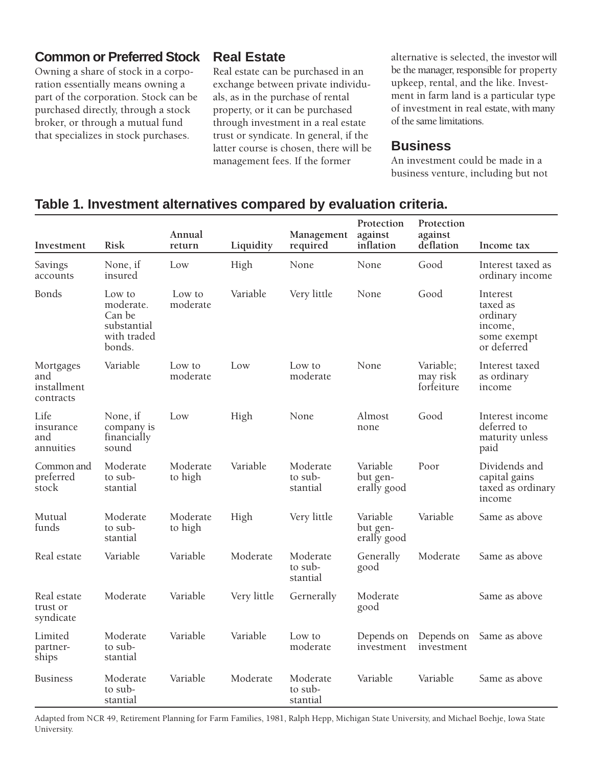### Common or Preferred Stock

Owning a share of stock in a corporation essentially means owning a part of the corporation. Stock can be purchased directly, through a stock broker, or through a mutual fund that specializes in stock purchases.

### Real Estate

Real estate can be purchased in an exchange between private individuals, as in the purchase of rental property, or it can be purchased through investment in a real estate trust or syndicate. In general, if the latter course is chosen, there will be management fees. If the former alternative is selected, the investor will be the manager, responsible for property upkeep, rental, and the like. Investment in farm land is a particular type of investment in real estate, with many of the same limitations.

### Business

An investment could be made in a business venture, including but not

**Table 1. Investment alternatives compared by evaluation criteria.**

| Investment | Risk | Annual return | Liquidity | Management required | Protection against inflation | Protection against deflation | Income tax |
|---|---|---|---|---|---|---|---|
| Savings accounts | None, if insured | Low | High | None | None | Good | Interest taxed as ordinary income |
| Bonds | Low to moderate. Can be substantial with traded bonds. | Low to moderate | Variable | Very little | None | Good | Interest taxed as ordinary income, some exempt or deferred |
| Mortgages and installment contracts | Variable | Low to moderate | Low | Low to moderate | None | Variable; may risk forfeiture | Interest taxed as ordinary income |
| Life insurance and annuities | None, if company is financially sound | Low | High | None | Almost none | Good | Interest income deferred to maturity unless paid |
| Common and preferred stock | Moderate to substantial | Moderate to high | Variable | Moderate to substantial | Variable but generally good | Poor | Dividends and capital gains taxed as ordinary income |
| Mutual funds | Moderate to substantial | Moderate to high | High | Very little | Variable but generally good | Variable | Same as above |
| Real estate | Variable | Variable | Moderate | Moderate to substantial | Generally good | Moderate | Same as above |
| Real estate trust or syndicate | Moderate | Variable | Very little | Gernerally | Moderate good | | Same as above |
| Limited partnerships | Moderate to substantial | Variable | Variable | Low to moderate | Depends on investment | Depends on investment | Same as above |
| Business | Moderate to substantial | Variable | Moderate | Moderate to substantial | Variable | Variable | Same as above |

Adapted from NCR 49, Retirement Planning for Farm Families, 1981, Ralph Hepp, Michigan State University, and Michael Boehje, Iowa State University.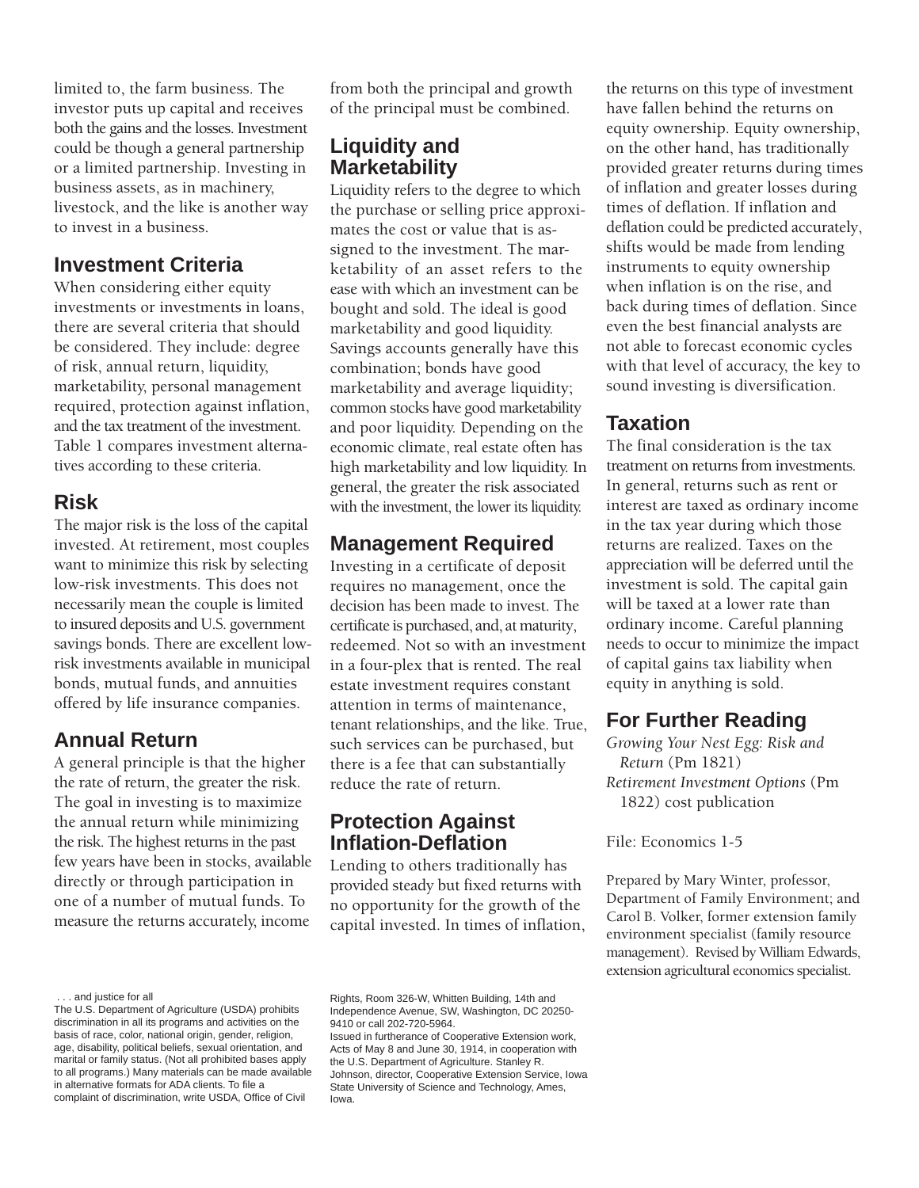limited to, the farm business. The investor puts up capital and receives both the gains and the losses. Investment could be though a general partnership or a limited partnership. Investing in business assets, as in machinery, livestock, and the like is another way to invest in a business.

## Investment Criteria

When considering either equity investments or investments in loans, there are several criteria that should be considered. They include: degree of risk, annual return, liquidity, marketability, personal management required, protection against inflation, and the tax treatment of the investment. Table 1 compares investment alternatives according to these criteria.

## Risk

The major risk is the loss of the capital invested. At retirement, most couples want to minimize this risk by selecting low-risk investments. This does not necessarily mean the couple is limited to insured deposits and U.S. government savings bonds. There are excellent low-risk investments available in municipal bonds, mutual funds, and annuities offered by life insurance companies.

## Annual Return

A general principle is that the higher the rate of return, the greater the risk. The goal in investing is to maximize the annual return while minimizing the risk. The highest returns in the past few years have been in stocks, available directly or through participation in one of a number of mutual funds. To measure the returns accurately, income from both the principal and growth of the principal must be combined.

## Liquidity and Marketability

Liquidity refers to the degree to which the purchase or selling price approximates the cost or value that is assigned to the investment. The marketability of an asset refers to the ease with which an investment can be bought and sold. The ideal is good marketability and good liquidity. Savings accounts generally have this combination; bonds have good marketability and average liquidity; common stocks have good marketability and poor liquidity. Depending on the economic climate, real estate often has high marketability and low liquidity. In general, the greater the risk associated with the investment, the lower its liquidity.

## Management Required

Investing in a certificate of deposit requires no management, once the decision has been made to invest. The certificate is purchased, and, at maturity, redeemed. Not so with an investment in a four-plex that is rented. The real estate investment requires constant attention in terms of maintenance, tenant relationships, and the like. True, such services can be purchased, but there is a fee that can substantially reduce the rate of return.

## Protection Against Inflation-Deflation

Lending to others traditionally has provided steady but fixed returns with no opportunity for the growth of the capital invested. In times of inflation, the returns on this type of investment have fallen behind the returns on equity ownership. Equity ownership, on the other hand, has traditionally provided greater returns during times of inflation and greater losses during times of deflation. If inflation and deflation could be predicted accurately, shifts would be made from lending instruments to equity ownership when inflation is on the rise, and back during times of deflation. Since even the best financial analysts are not able to forecast economic cycles with that level of accuracy, the key to sound investing is diversification.

## Taxation

The final consideration is the tax treatment on returns from investments. In general, returns such as rent or interest are taxed as ordinary income in the tax year during which those returns are realized. Taxes on the appreciation will be deferred until the investment is sold. The capital gain will be taxed at a lower rate than ordinary income. Careful planning needs to occur to minimize the impact of capital gains tax liability when equity in anything is sold.

## For Further Reading

*Growing Your Nest Egg: Risk and Return* (Pm 1821)
*Retirement Investment Options* (Pm 1822) cost publication

File: Economics 1-5

Prepared by Mary Winter, professor, Department of Family Environment; and Carol B. Volker, former extension family environment specialist (family resource management). Revised by William Edwards, extension agricultural economics specialist.

. . . and justice for all
The U.S. Department of Agriculture (USDA) prohibits discrimination in all its programs and activities on the basis of race, color, national origin, gender, religion, age, disability, political beliefs, sexual orientation, and marital or family status. (Not all prohibited bases apply to all programs.) Many materials can be made available in alternative formats for ADA clients. To file a complaint of discrimination, write USDA, Office of Civil Rights, Room 326-W, Whitten Building, 14th and Independence Avenue, SW, Washington, DC 20250-9410 or call 202-720-5964.

Issued in furtherance of Cooperative Extension work, Acts of May 8 and June 30, 1914, in cooperation with the U.S. Department of Agriculture. Stanley R. Johnson, director, Cooperative Extension Service, Iowa State University of Science and Technology, Ames, Iowa.